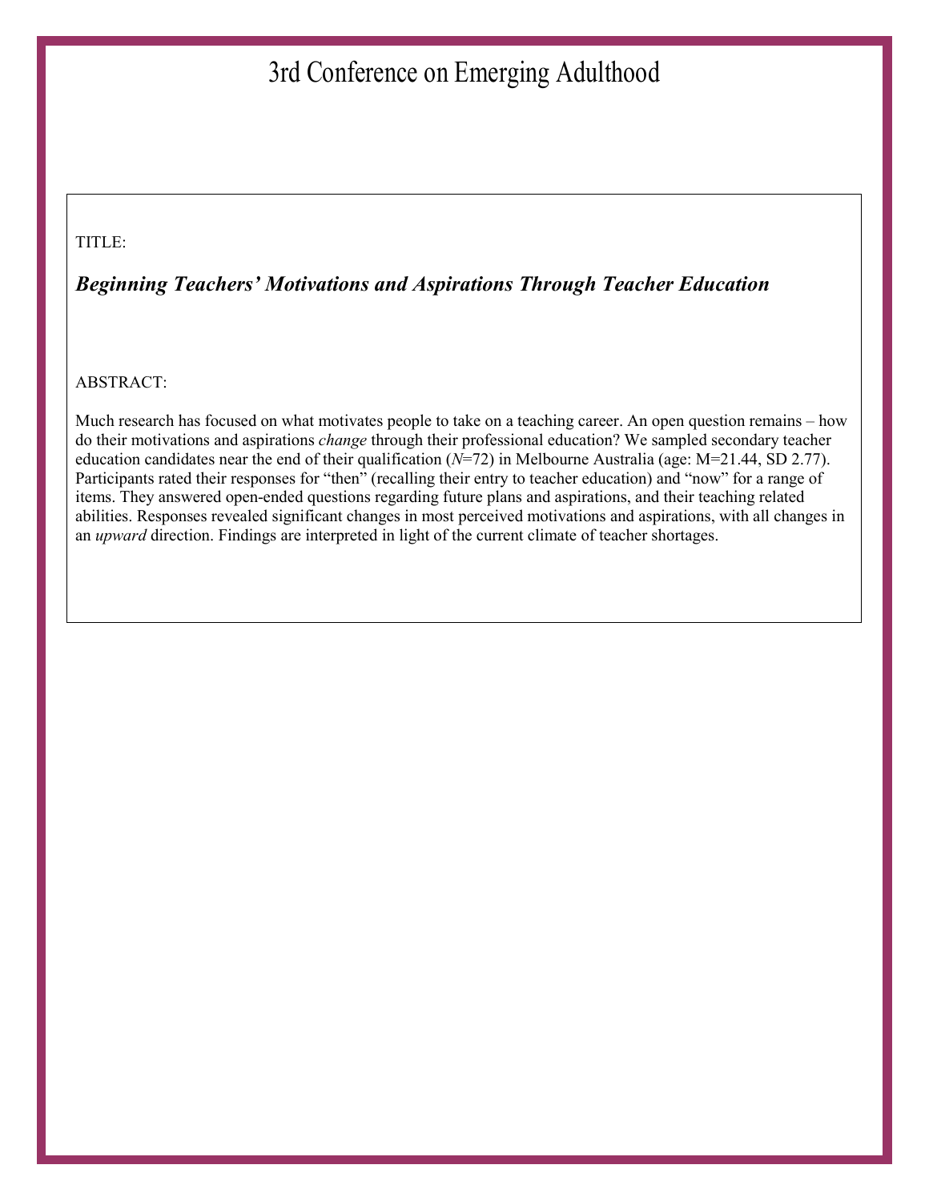# 3rd Conference on Emerging Adulthood

TITLE:

## ***Beginning Teachers' Motivations and Aspirations Through Teacher Education***

ABSTRACT:

Much research has focused on what motivates people to take on a teaching career. An open question remains – how do their motivations and aspirations *change* through their professional education? We sampled secondary teacher education candidates near the end of their qualification ($N$=72) in Melbourne Australia (age: M=21.44, SD 2.77). Participants rated their responses for "then" (recalling their entry to teacher education) and "now" for a range of items. They answered open-ended questions regarding future plans and aspirations, and their teaching related abilities. Responses revealed significant changes in most perceived motivations and aspirations, with all changes in an *upward* direction. Findings are interpreted in light of the current climate of teacher shortages.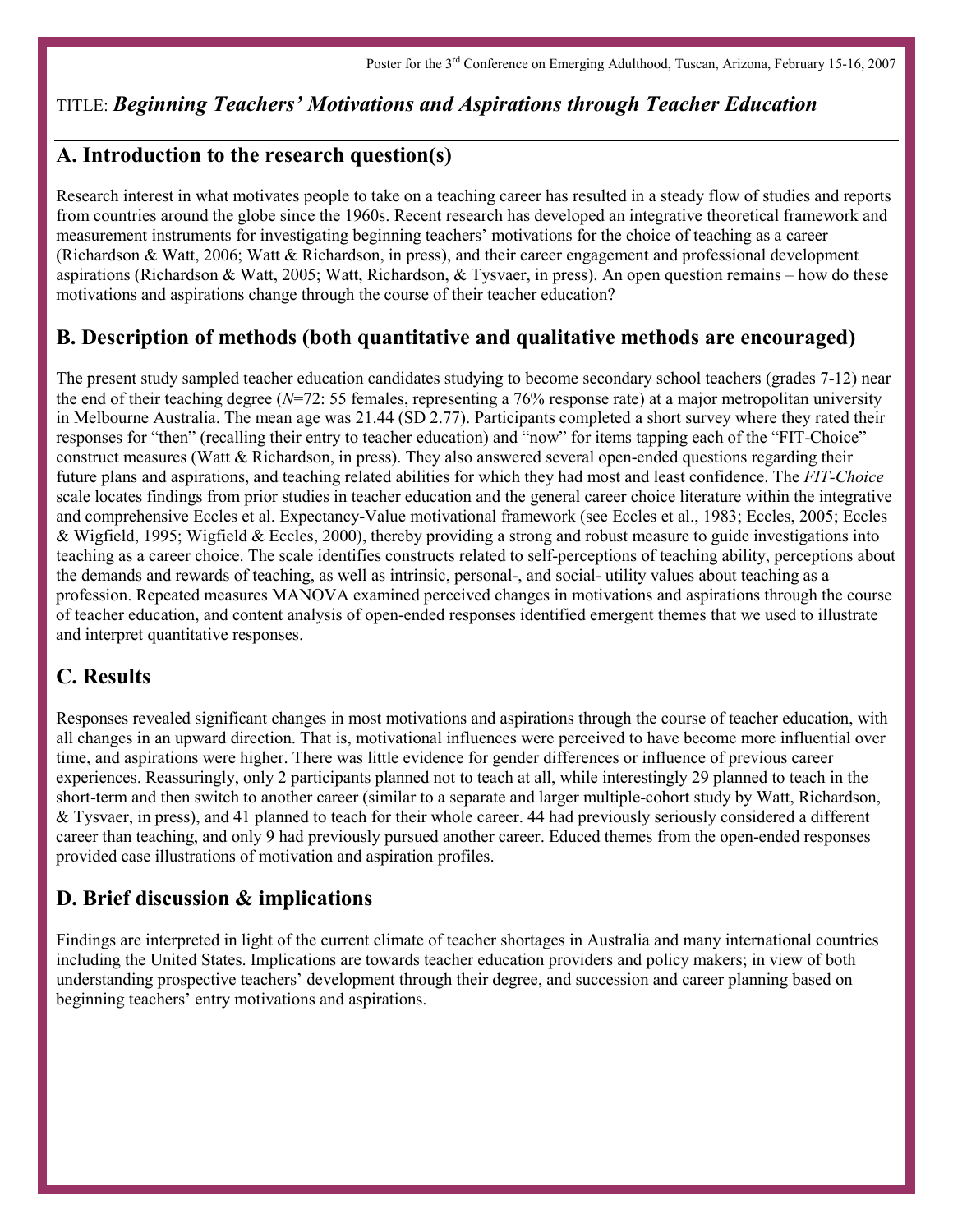Poster for the 3rd Conference on Emerging Adulthood, Tuscan, Arizona, February 15-16, 2007

TITLE: ***Beginning Teachers' Motivations and Aspirations through Teacher Education***

## A. Introduction to the research question(s)

Research interest in what motivates people to take on a teaching career has resulted in a steady flow of studies and reports from countries around the globe since the 1960s. Recent research has developed an integrative theoretical framework and measurement instruments for investigating beginning teachers' motivations for the choice of teaching as a career (Richardson & Watt, 2006; Watt & Richardson, in press), and their career engagement and professional development aspirations (Richardson & Watt, 2005; Watt, Richardson, & Tysvaer, in press). An open question remains – how do these motivations and aspirations change through the course of their teacher education?

## B. Description of methods (both quantitative and qualitative methods are encouraged)

The present study sampled teacher education candidates studying to become secondary school teachers (grades 7-12) near the end of their teaching degree (*N*=72: 55 females, representing a 76% response rate) at a major metropolitan university in Melbourne Australia. The mean age was 21.44 (SD 2.77). Participants completed a short survey where they rated their responses for "then" (recalling their entry to teacher education) and "now" for items tapping each of the "FIT-Choice" construct measures (Watt & Richardson, in press). They also answered several open-ended questions regarding their future plans and aspirations, and teaching related abilities for which they had most and least confidence. The *FIT-Choice* scale locates findings from prior studies in teacher education and the general career choice literature within the integrative and comprehensive Eccles et al. Expectancy-Value motivational framework (see Eccles et al., 1983; Eccles, 2005; Eccles & Wigfield, 1995; Wigfield & Eccles, 2000), thereby providing a strong and robust measure to guide investigations into teaching as a career choice. The scale identifies constructs related to self-perceptions of teaching ability, perceptions about the demands and rewards of teaching, as well as intrinsic, personal-, and social- utility values about teaching as a profession. Repeated measures MANOVA examined perceived changes in motivations and aspirations through the course of teacher education, and content analysis of open-ended responses identified emergent themes that we used to illustrate and interpret quantitative responses.

## C. Results

Responses revealed significant changes in most motivations and aspirations through the course of teacher education, with all changes in an upward direction. That is, motivational influences were perceived to have become more influential over time, and aspirations were higher. There was little evidence for gender differences or influence of previous career experiences. Reassuringly, only 2 participants planned not to teach at all, while interestingly 29 planned to teach in the short-term and then switch to another career (similar to a separate and larger multiple-cohort study by Watt, Richardson, & Tysvaer, in press), and 41 planned to teach for their whole career. 44 had previously seriously considered a different career than teaching, and only 9 had previously pursued another career. Educed themes from the open-ended responses provided case illustrations of motivation and aspiration profiles.

## D. Brief discussion & implications

Findings are interpreted in light of the current climate of teacher shortages in Australia and many international countries including the United States. Implications are towards teacher education providers and policy makers; in view of both understanding prospective teachers' development through their degree, and succession and career planning based on beginning teachers' entry motivations and aspirations.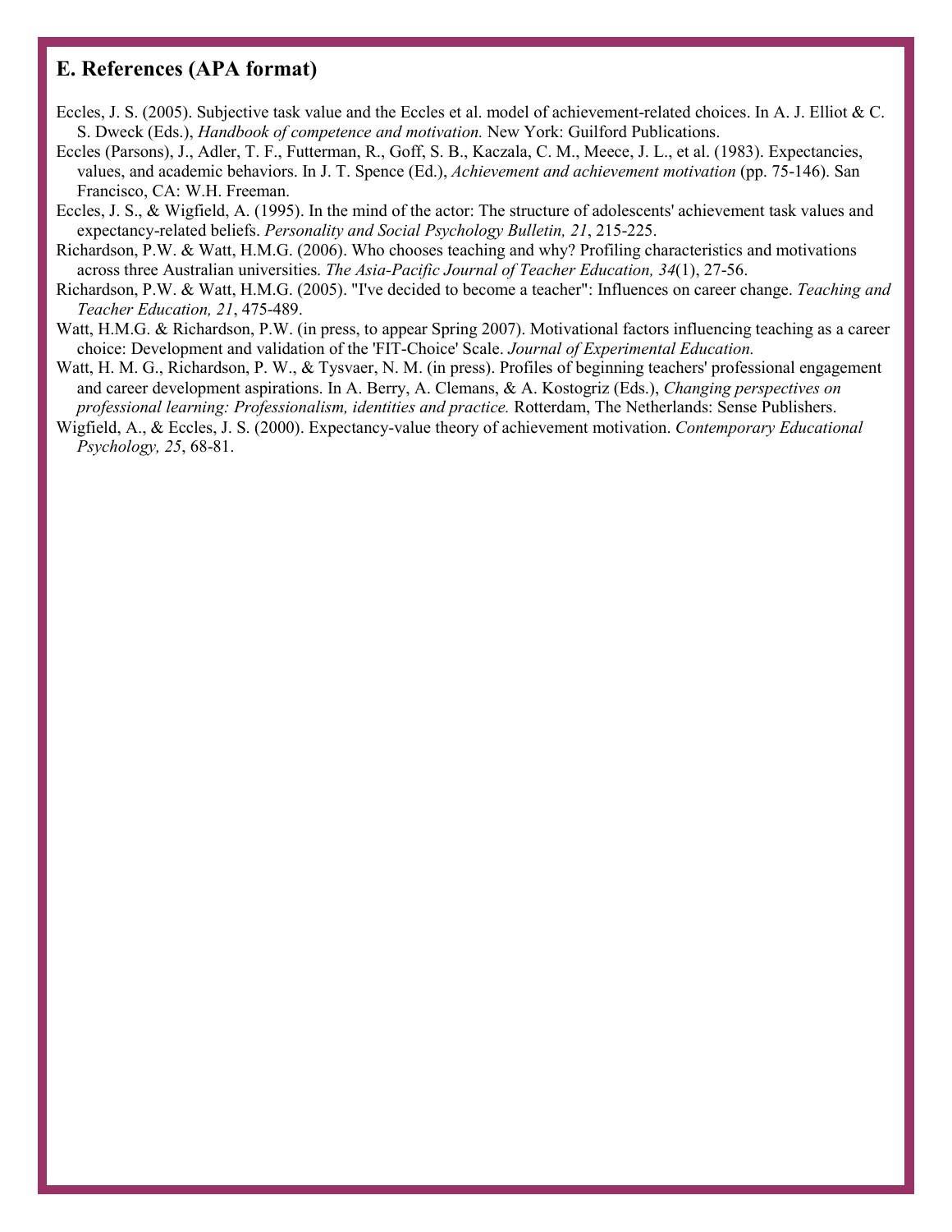## E. References (APA format)

Eccles, J. S. (2005). Subjective task value and the Eccles et al. model of achievement-related choices. In A. J. Elliot & C. S. Dweck (Eds.), *Handbook of competence and motivation.* New York: Guilford Publications.

Eccles (Parsons), J., Adler, T. F., Futterman, R., Goff, S. B., Kaczala, C. M., Meece, J. L., et al. (1983). Expectancies, values, and academic behaviors. In J. T. Spence (Ed.), *Achievement and achievement motivation* (pp. 75-146). San Francisco, CA: W.H. Freeman.

Eccles, J. S., & Wigfield, A. (1995). In the mind of the actor: The structure of adolescents' achievement task values and expectancy-related beliefs. *Personality and Social Psychology Bulletin, 21*, 215-225.

Richardson, P.W. & Watt, H.M.G. (2006). Who chooses teaching and why? Profiling characteristics and motivations across three Australian universities. *The Asia-Pacific Journal of Teacher Education, 34*(1), 27-56.

Richardson, P.W. & Watt, H.M.G. (2005). "I've decided to become a teacher": Influences on career change. *Teaching and Teacher Education, 21*, 475-489.

Watt, H.M.G. & Richardson, P.W. (in press, to appear Spring 2007). Motivational factors influencing teaching as a career choice: Development and validation of the 'FIT-Choice' Scale. *Journal of Experimental Education.*

Watt, H. M. G., Richardson, P. W., & Tysvaer, N. M. (in press). Profiles of beginning teachers' professional engagement and career development aspirations. In A. Berry, A. Clemans, & A. Kostogriz (Eds.), *Changing perspectives on professional learning: Professionalism, identities and practice.* Rotterdam, The Netherlands: Sense Publishers.

Wigfield, A., & Eccles, J. S. (2000). Expectancy-value theory of achievement motivation. *Contemporary Educational Psychology, 25*, 68-81.